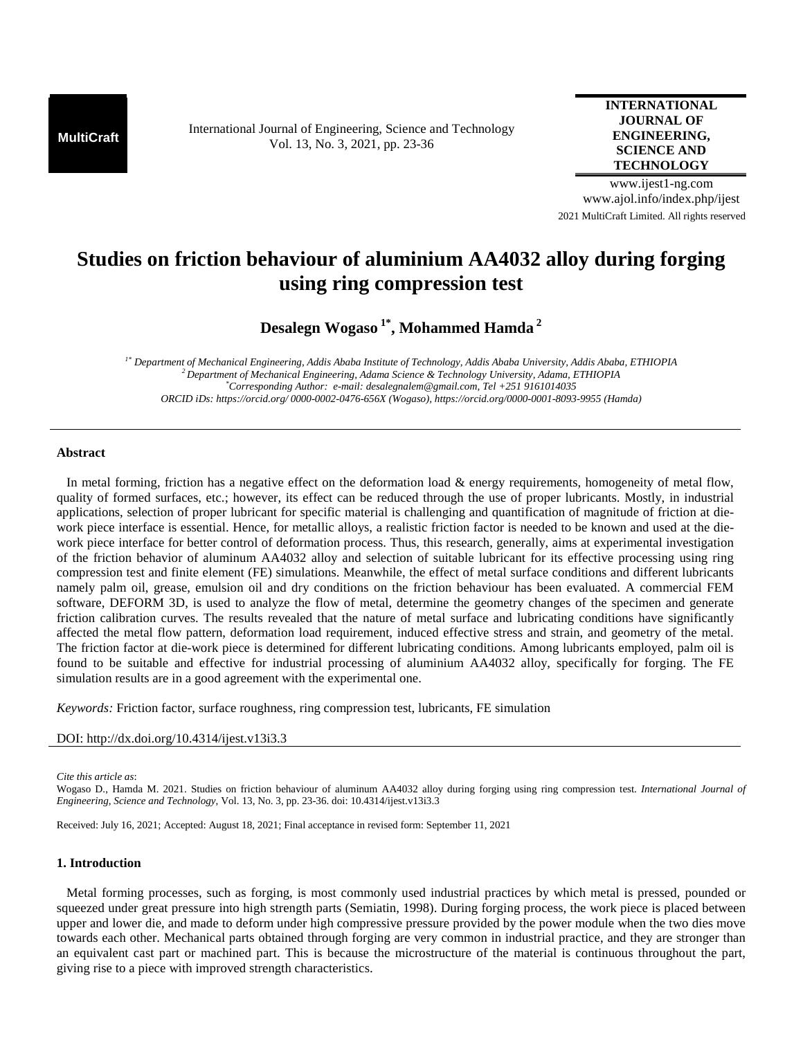# Studies on friction behaviour of aluminium AA4032 alloy during forging using ring compression test

**Desalegn Wogaso [1*], Mohammed Hamda [2]**

*[1*] Department of Mechanical Engineering, Addis Ababa Institute of Technology, Addis Ababa University, Addis Ababa, ETHIOPIA*
*[2] Department of Mechanical Engineering, Adama Science & Technology University, Adama, ETHIOPIA*
*[*]Corresponding Author: e-mail: desalegnalem@gmail.com, Tel +251 9161014035*
*ORCID iDs: https://orcid.org/ 0000-0002-0476-656X (Wogaso), https://orcid.org/0000-0001-8093-9955 (Hamda)*

---

### Abstract

In metal forming, friction has a negative effect on the deformation load & energy requirements, homogeneity of metal flow, quality of formed surfaces, etc.; however, its effect can be reduced through the use of proper lubricants. Mostly, in industrial applications, selection of proper lubricant for specific material is challenging and quantification of magnitude of friction at die-work piece interface is essential. Hence, for metallic alloys, a realistic friction factor is needed to be known and used at the die-work piece interface for better control of deformation process. Thus, this research, generally, aims at experimental investigation of the friction behavior of aluminum AA4032 alloy and selection of suitable lubricant for its effective processing using ring compression test and finite element (FE) simulations. Meanwhile, the effect of metal surface conditions and different lubricants namely palm oil, grease, emulsion oil and dry conditions on the friction behaviour has been evaluated. A commercial FEM software, DEFORM 3D, is used to analyze the flow of metal, determine the geometry changes of the specimen and generate friction calibration curves. The results revealed that the nature of metal surface and lubricating conditions have significantly affected the metal flow pattern, deformation load requirement, induced effective stress and strain, and geometry of the metal. The friction factor at die-work piece is determined for different lubricating conditions. Among lubricants employed, palm oil is found to be suitable and effective for industrial processing of aluminium AA4032 alloy, specifically for forging. The FE simulation results are in a good agreement with the experimental one.

*Keywords:* Friction factor, surface roughness, ring compression test, lubricants, FE simulation

DOI: http://dx.doi.org/10.4314/ijest.v13i3.3

---

*Cite this article as*:
Wogaso D., Hamda M. 2021. Studies on friction behaviour of aluminum AA4032 alloy during forging using ring compression test. *International Journal of Engineering, Science and Technology*, Vol. 13, No. 3, pp. 23-36. doi: 10.4314/ijest.v13i3.3

Received: July 16, 2021; Accepted: August 18, 2021; Final acceptance in revised form: September 11, 2021

### 1. Introduction

Metal forming processes, such as forging, is most commonly used industrial practices by which metal is pressed, pounded or squeezed under great pressure into high strength parts (Semiatin, 1998). During forging process, the work piece is placed between upper and lower die, and made to deform under high compressive pressure provided by the power module when the two dies move towards each other. Mechanical parts obtained through forging are very common in industrial practice, and they are stronger than an equivalent cast part or machined part. This is because the microstructure of the material is continuous throughout the part, giving rise to a piece with improved strength characteristics.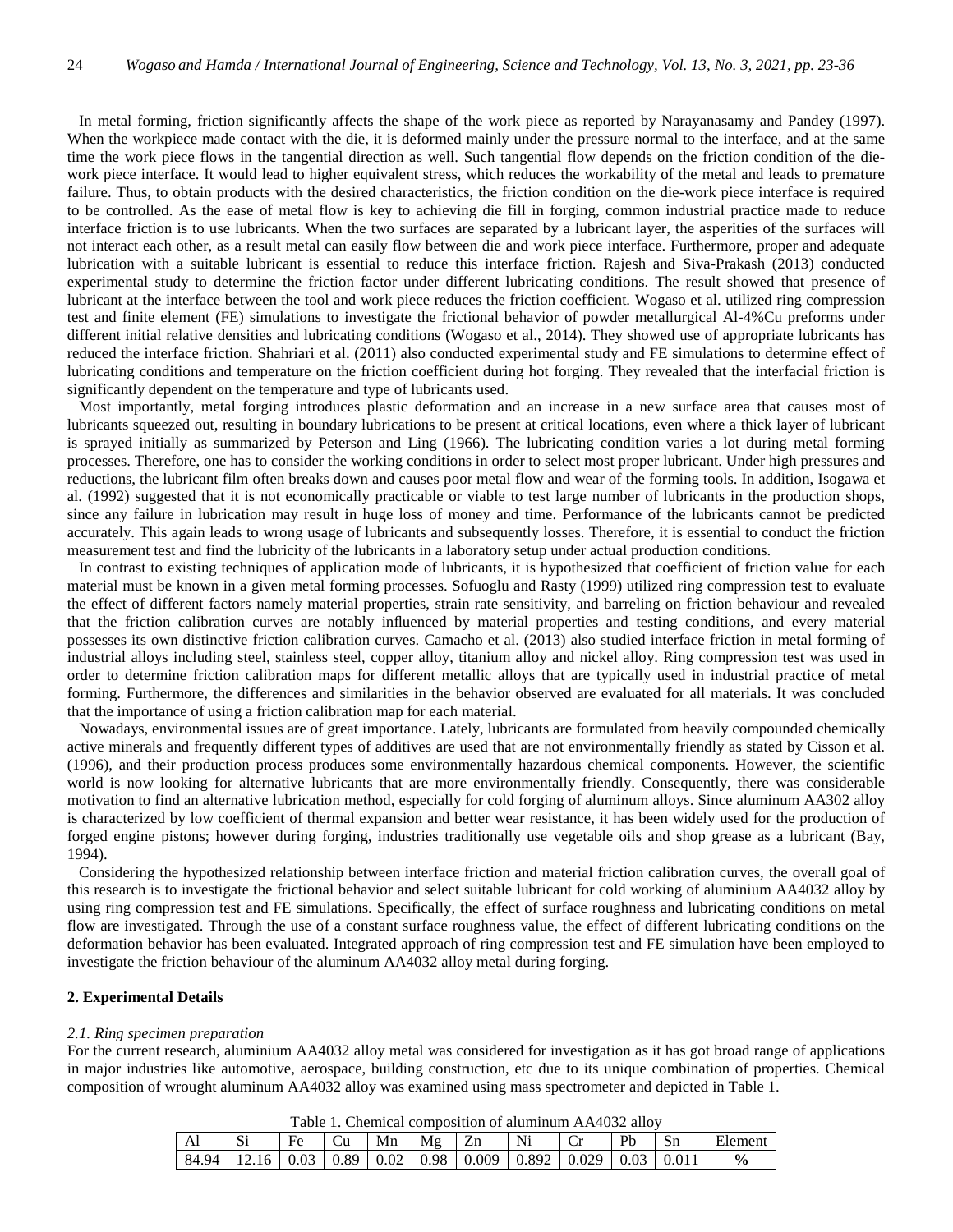In metal forming, friction significantly affects the shape of the work piece as reported by Narayanasamy and Pandey (1997). When the workpiece made contact with the die, it is deformed mainly under the pressure normal to the interface, and at the same time the work piece flows in the tangential direction as well. Such tangential flow depends on the friction condition of the die-work piece interface. It would lead to higher equivalent stress, which reduces the workability of the metal and leads to premature failure. Thus, to obtain products with the desired characteristics, the friction condition on the die-work piece interface is required to be controlled. As the ease of metal flow is key to achieving die fill in forging, common industrial practice made to reduce interface friction is to use lubricants. When the two surfaces are separated by a lubricant layer, the asperities of the surfaces will not interact each other, as a result metal can easily flow between die and work piece interface. Furthermore, proper and adequate lubrication with a suitable lubricant is essential to reduce this interface friction. Rajesh and Siva-Prakash (2013) conducted experimental study to determine the friction factor under different lubricating conditions. The result showed that presence of lubricant at the interface between the tool and work piece reduces the friction coefficient. Wogaso et al. utilized ring compression test and finite element (FE) simulations to investigate the frictional behavior of powder metallurgical Al-4%Cu preforms under different initial relative densities and lubricating conditions (Wogaso et al., 2014). They showed use of appropriate lubricants has reduced the interface friction. Shahriari et al. (2011) also conducted experimental study and FE simulations to determine effect of lubricating conditions and temperature on the friction coefficient during hot forging. They revealed that the interfacial friction is significantly dependent on the temperature and type of lubricants used.

Most importantly, metal forging introduces plastic deformation and an increase in a new surface area that causes most of lubricants squeezed out, resulting in boundary lubrications to be present at critical locations, even where a thick layer of lubricant is sprayed initially as summarized by Peterson and Ling (1966). The lubricating condition varies a lot during metal forming processes. Therefore, one has to consider the working conditions in order to select most proper lubricant. Under high pressures and reductions, the lubricant film often breaks down and causes poor metal flow and wear of the forming tools. In addition, Isogawa et al. (1992) suggested that it is not economically practicable or viable to test large number of lubricants in the production shops, since any failure in lubrication may result in huge loss of money and time. Performance of the lubricants cannot be predicted accurately. This again leads to wrong usage of lubricants and subsequently losses. Therefore, it is essential to conduct the friction measurement test and find the lubricity of the lubricants in a laboratory setup under actual production conditions.

In contrast to existing techniques of application mode of lubricants, it is hypothesized that coefficient of friction value for each material must be known in a given metal forming processes. Sofuoglu and Rasty (1999) utilized ring compression test to evaluate the effect of different factors namely material properties, strain rate sensitivity, and barreling on friction behaviour and revealed that the friction calibration curves are notably influenced by material properties and testing conditions, and every material possesses its own distinctive friction calibration curves. Camacho et al. (2013) also studied interface friction in metal forming of industrial alloys including steel, stainless steel, copper alloy, titanium alloy and nickel alloy. Ring compression test was used in order to determine friction calibration maps for different metallic alloys that are typically used in industrial practice of metal forming. Furthermore, the differences and similarities in the behavior observed are evaluated for all materials. It was concluded that the importance of using a friction calibration map for each material.

Nowadays, environmental issues are of great importance. Lately, lubricants are formulated from heavily compounded chemically active minerals and frequently different types of additives are used that are not environmentally friendly as stated by Cisson et al. (1996), and their production process produces some environmentally hazardous chemical components. However, the scientific world is now looking for alternative lubricants that are more environmentally friendly. Consequently, there was considerable motivation to find an alternative lubrication method, especially for cold forging of aluminum alloys. Since aluminum AA302 alloy is characterized by low coefficient of thermal expansion and better wear resistance, it has been widely used for the production of forged engine pistons; however during forging, industries traditionally use vegetable oils and shop grease as a lubricant (Bay, 1994).

Considering the hypothesized relationship between interface friction and material friction calibration curves, the overall goal of this research is to investigate the frictional behavior and select suitable lubricant for cold working of aluminium AA4032 alloy by using ring compression test and FE simulations. Specifically, the effect of surface roughness and lubricating conditions on metal flow are investigated. Through the use of a constant surface roughness value, the effect of different lubricating conditions on the deformation behavior has been evaluated. Integrated approach of ring compression test and FE simulation have been employed to investigate the friction behaviour of the aluminum AA4032 alloy metal during forging.

## 2. Experimental Details

### *2.1. Ring specimen preparation*

For the current research, aluminium AA4032 alloy metal was considered for investigation as it has got broad range of applications in major industries like automotive, aerospace, building construction, etc due to its unique combination of properties. Chemical composition of wrought aluminum AA4032 alloy was examined using mass spectrometer and depicted in Table 1.

Table 1. Chemical composition of aluminum AA4032 alloy

| Al | Si | Fe | Cu | Mn | Mg | Zn | Ni | Cr | Pb | Sn | Element |
|---|---|---|---|---|---|---|---|---|---|---|---|
| 84.94 | 12.16 | 0.03 | 0.89 | 0.02 | 0.98 | 0.009 | 0.892 | 0.029 | 0.03 | 0.011 | **%** |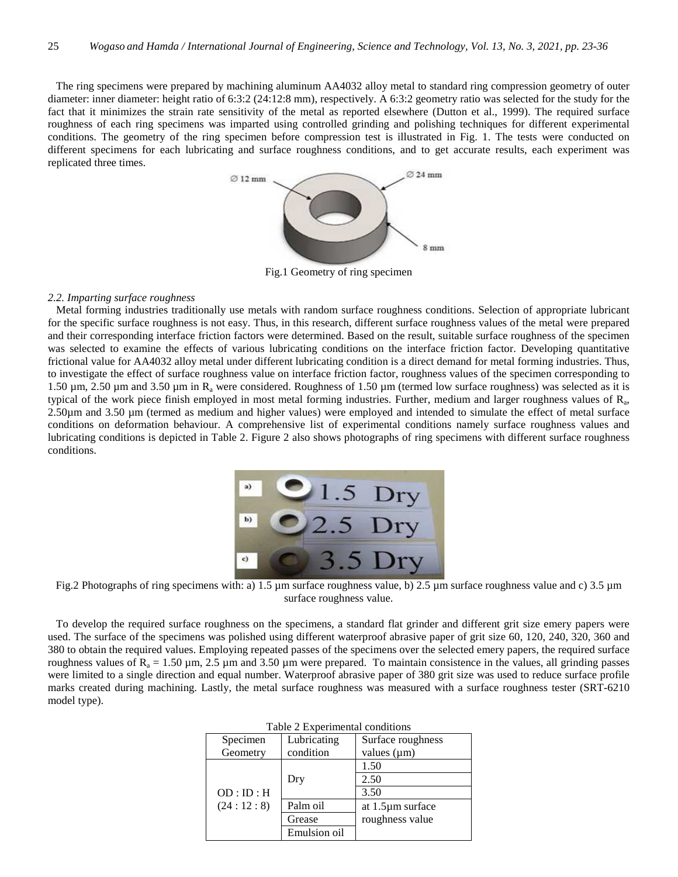The ring specimens were prepared by machining aluminum AA4032 alloy metal to standard ring compression geometry of outer diameter: inner diameter: height ratio of 6:3:2 (24:12:8 mm), respectively. A 6:3:2 geometry ratio was selected for the study for the fact that it minimizes the strain rate sensitivity of the metal as reported elsewhere (Dutton et al., 1999). The required surface roughness of each ring specimens was imparted using controlled grinding and polishing techniques for different experimental conditions. The geometry of the ring specimen before compression test is illustrated in Fig. 1. The tests were conducted on different specimens for each lubricating and surface roughness conditions, and to get accurate results, each experiment was replicated three times.

Fig.1 Geometry of ring specimen

*2.2. Imparting surface roughness*

Metal forming industries traditionally use metals with random surface roughness conditions. Selection of appropriate lubricant for the specific surface roughness is not easy. Thus, in this research, different surface roughness values of the metal were prepared and their corresponding interface friction factors were determined. Based on the result, suitable surface roughness of the specimen was selected to examine the effects of various lubricating conditions on the interface friction factor. Developing quantitative frictional value for AA4032 alloy metal under different lubricating condition is a direct demand for metal forming industries. Thus, to investigate the effect of surface roughness value on interface friction factor, roughness values of the specimen corresponding to 1.50 µm, 2.50 µm and 3.50 µm in $R_a$ were considered. Roughness of 1.50 µm (termed low surface roughness) was selected as it is typical of the work piece finish employed in most metal forming industries. Further, medium and larger roughness values of $R_a$, 2.50µm and 3.50 µm (termed as medium and higher values) were employed and intended to simulate the effect of metal surface conditions on deformation behaviour. A comprehensive list of experimental conditions namely surface roughness values and lubricating conditions is depicted in Table 2. Figure 2 also shows photographs of ring specimens with different surface roughness conditions.

Fig.2 Photographs of ring specimens with: a) 1.5 µm surface roughness value, b) 2.5 µm surface roughness value and c) 3.5 µm surface roughness value.

To develop the required surface roughness on the specimens, a standard flat grinder and different grit size emery papers were used. The surface of the specimens was polished using different waterproof abrasive paper of grit size 60, 120, 240, 320, 360 and 380 to obtain the required values. Employing repeated passes of the specimens over the selected emery papers, the required surface roughness values of $R_a$ = 1.50 µm, 2.5 µm and 3.50 µm were prepared. To maintain consistence in the values, all grinding passes were limited to a single direction and equal number. Waterproof abrasive paper of 380 grit size was used to reduce surface profile marks created during machining. Lastly, the metal surface roughness was measured with a surface roughness tester (SRT-6210 model type).

Table 2 Experimental conditions

| Specimen Geometry | Lubricating condition | Surface roughness values (µm) |
|---|---|---|
| OD : ID : H (24 : 12 : 8) | Dry | 1.50 |
| | | 2.50 |
| | | 3.50 |
| | Palm oil | at 1.5µm surface roughness value |
| | Grease | |
| | Emulsion oil | |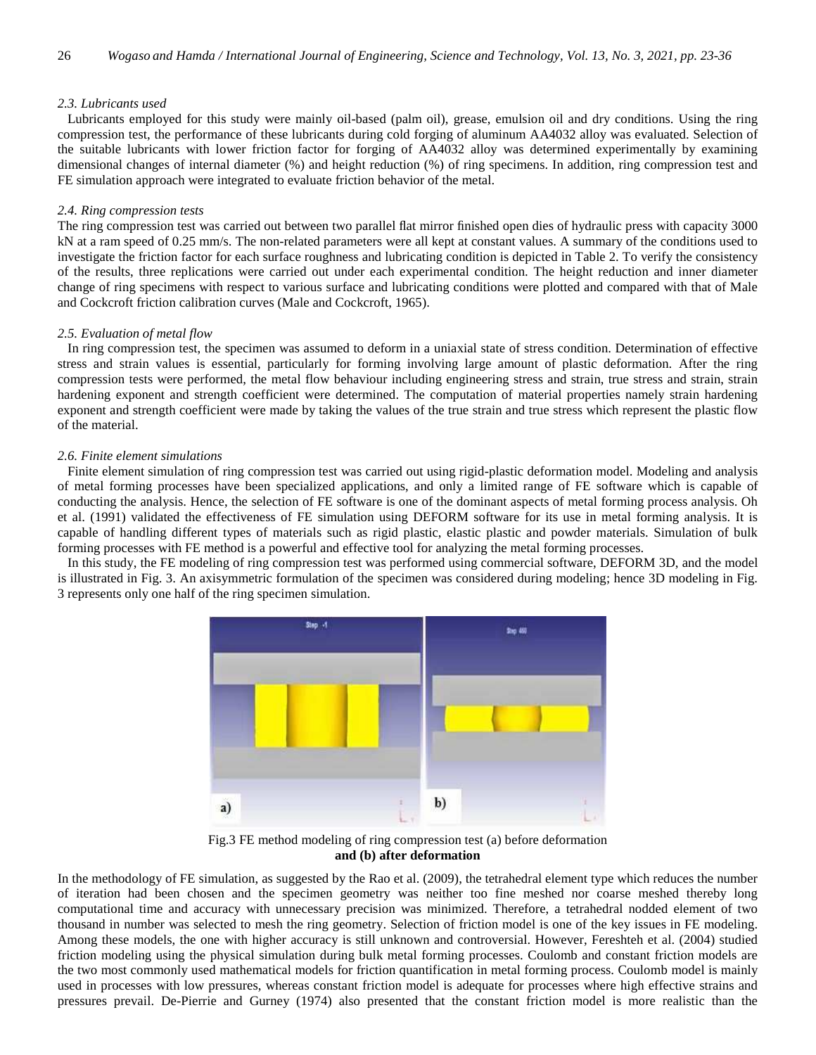### 2.3. Lubricants used

Lubricants employed for this study were mainly oil-based (palm oil), grease, emulsion oil and dry conditions. Using the ring compression test, the performance of these lubricants during cold forging of aluminum AA4032 alloy was evaluated. Selection of the suitable lubricants with lower friction factor for forging of AA4032 alloy was determined experimentally by examining dimensional changes of internal diameter (%) and height reduction (%) of ring specimens. In addition, ring compression test and FE simulation approach were integrated to evaluate friction behavior of the metal.

### 2.4. Ring compression tests

The ring compression test was carried out between two parallel flat mirror finished open dies of hydraulic press with capacity 3000 kN at a ram speed of 0.25 mm/s. The non-related parameters were all kept at constant values. A summary of the conditions used to investigate the friction factor for each surface roughness and lubricating condition is depicted in Table 2. To verify the consistency of the results, three replications were carried out under each experimental condition. The height reduction and inner diameter change of ring specimens with respect to various surface and lubricating conditions were plotted and compared with that of Male and Cockcroft friction calibration curves (Male and Cockcroft, 1965).

### 2.5. Evaluation of metal flow

In ring compression test, the specimen was assumed to deform in a uniaxial state of stress condition. Determination of effective stress and strain values is essential, particularly for forming involving large amount of plastic deformation. After the ring compression tests were performed, the metal flow behaviour including engineering stress and strain, true stress and strain, strain hardening exponent and strength coefficient were determined. The computation of material properties namely strain hardening exponent and strength coefficient were made by taking the values of the true strain and true stress which represent the plastic flow of the material.

### 2.6. Finite element simulations

Finite element simulation of ring compression test was carried out using rigid-plastic deformation model. Modeling and analysis of metal forming processes have been specialized applications, and only a limited range of FE software which is capable of conducting the analysis. Hence, the selection of FE software is one of the dominant aspects of metal forming process analysis. Oh et al. (1991) validated the effectiveness of FE simulation using DEFORM software for its use in metal forming analysis. It is capable of handling different types of materials such as rigid plastic, elastic plastic and powder materials. Simulation of bulk forming processes with FE method is a powerful and effective tool for analyzing the metal forming processes.

In this study, the FE modeling of ring compression test was performed using commercial software, DEFORM 3D, and the model is illustrated in Fig. 3. An axisymmetric formulation of the specimen was considered during modeling; hence 3D modeling in Fig. 3 represents only one half of the ring specimen simulation.

Fig.3 FE method modeling of ring compression test (a) before deformation **and (b) after deformation**

In the methodology of FE simulation, as suggested by the Rao et al. (2009), the tetrahedral element type which reduces the number of iteration had been chosen and the specimen geometry was neither too fine meshed nor coarse meshed thereby long computational time and accuracy with unnecessary precision was minimized. Therefore, a tetrahedral nodded element of two thousand in number was selected to mesh the ring geometry. Selection of friction model is one of the key issues in FE modeling. Among these models, the one with higher accuracy is still unknown and controversial. However, Fereshteh et al. (2004) studied friction modeling using the physical simulation during bulk metal forming processes. Coulomb and constant friction models are the two most commonly used mathematical models for friction quantification in metal forming process. Coulomb model is mainly used in processes with low pressures, whereas constant friction model is adequate for processes where high effective strains and pressures prevail. De-Pierrie and Gurney (1974) also presented that the constant friction model is more realistic than the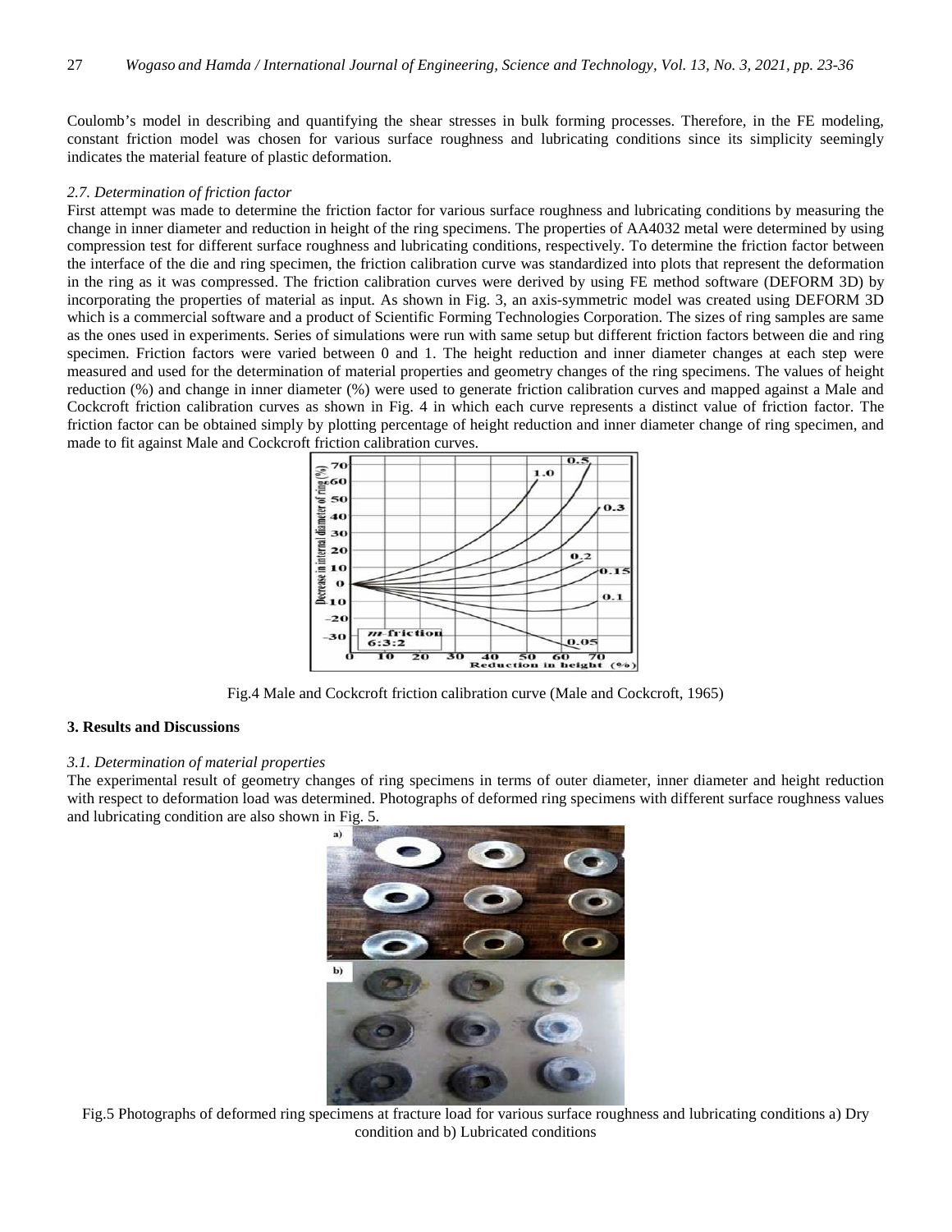Coulomb's model in describing and quantifying the shear stresses in bulk forming processes. Therefore, in the FE modeling, constant friction model was chosen for various surface roughness and lubricating conditions since its simplicity seemingly indicates the material feature of plastic deformation.

### *2.7. Determination of friction factor*

First attempt was made to determine the friction factor for various surface roughness and lubricating conditions by measuring the change in inner diameter and reduction in height of the ring specimens. The properties of AA4032 metal were determined by using compression test for different surface roughness and lubricating conditions, respectively. To determine the friction factor between the interface of the die and ring specimen, the friction calibration curve was standardized into plots that represent the deformation in the ring as it was compressed. The friction calibration curves were derived by using FE method software (DEFORM 3D) by incorporating the properties of material as input. As shown in Fig. 3, an axis-symmetric model was created using DEFORM 3D which is a commercial software and a product of Scientific Forming Technologies Corporation. The sizes of ring samples are same as the ones used in experiments. Series of simulations were run with same setup but different friction factors between die and ring specimen. Friction factors were varied between 0 and 1. The height reduction and inner diameter changes at each step were measured and used for the determination of material properties and geometry changes of the ring specimens. The values of height reduction (%) and change in inner diameter (%) were used to generate friction calibration curves and mapped against a Male and Cockcroft friction calibration curves as shown in Fig. 4 in which each curve represents a distinct value of friction factor. The friction factor can be obtained simply by plotting percentage of height reduction and inner diameter change of ring specimen, and made to fit against Male and Cockcroft friction calibration curves.

Fig.4 Male and Cockcroft friction calibration curve (Male and Cockcroft, 1965)

## 3. Results and Discussions

### *3.1. Determination of material properties*

The experimental result of geometry changes of ring specimens in terms of outer diameter, inner diameter and height reduction with respect to deformation load was determined. Photographs of deformed ring specimens with different surface roughness values and lubricating condition are also shown in Fig. 5.

Fig.5 Photographs of deformed ring specimens at fracture load for various surface roughness and lubricating conditions a) Dry condition and b) Lubricated conditions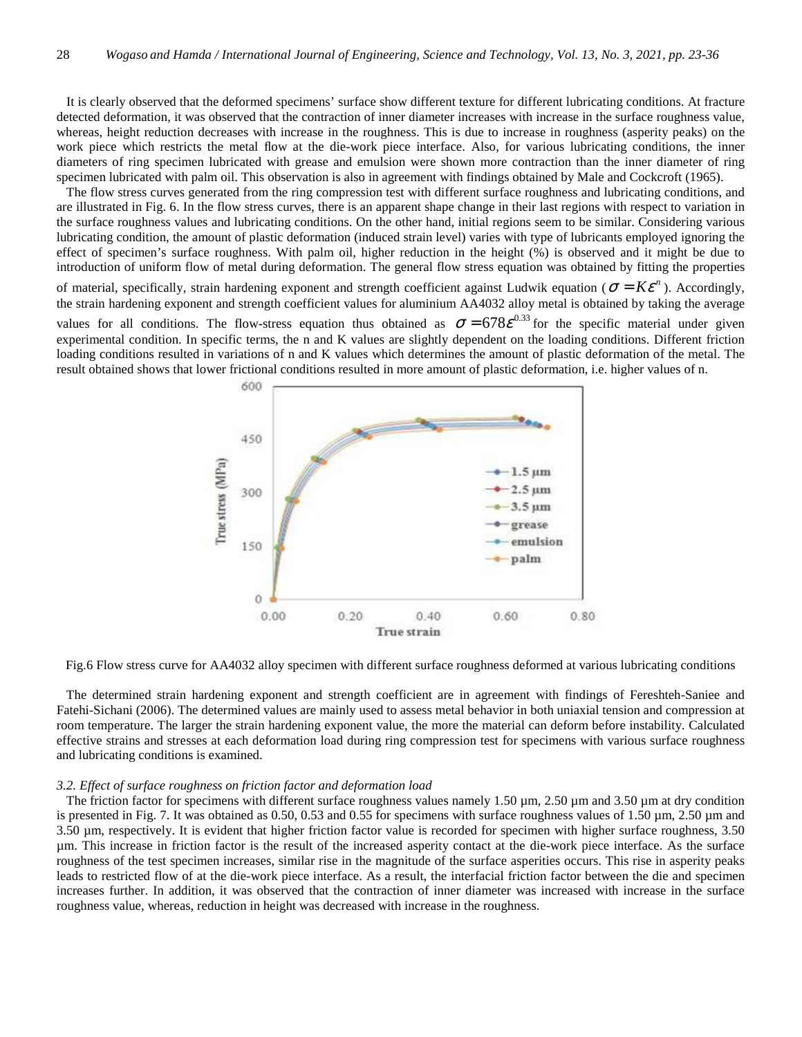It is clearly observed that the deformed specimens' surface show different texture for different lubricating conditions. At fracture detected deformation, it was observed that the contraction of inner diameter increases with increase in the surface roughness value, whereas, height reduction decreases with increase in the roughness. This is due to increase in roughness (asperity peaks) on the work piece which restricts the metal flow at the die-work piece interface. Also, for various lubricating conditions, the inner diameters of ring specimen lubricated with grease and emulsion were shown more contraction than the inner diameter of ring specimen lubricated with palm oil. This observation is also in agreement with findings obtained by Male and Cockcroft (1965).

The flow stress curves generated from the ring compression test with different surface roughness and lubricating conditions, and are illustrated in Fig. 6. In the flow stress curves, there is an apparent shape change in their last regions with respect to variation in the surface roughness values and lubricating conditions. On the other hand, initial regions seem to be similar. Considering various lubricating condition, the amount of plastic deformation (induced strain level) varies with type of lubricants employed ignoring the effect of specimen's surface roughness. With palm oil, higher reduction in the height (%) is observed and it might be due to introduction of uniform flow of metal during deformation. The general flow stress equation was obtained by fitting the properties of material, specifically, strain hardening exponent and strength coefficient against Ludwik equation ($\sigma = K\varepsilon^n$). Accordingly, the strain hardening exponent and strength coefficient values for aluminium AA4032 alloy metal is obtained by taking the average values for all conditions. The flow-stress equation thus obtained as $\sigma = 678\varepsilon^{0.33}$ for the specific material under given experimental condition. In specific terms, the n and K values are slightly dependent on the loading conditions. Different friction loading conditions resulted in variations of n and K values which determines the amount of plastic deformation of the metal. The result obtained shows that lower frictional conditions resulted in more amount of plastic deformation, i.e. higher values of n.

Fig.6 Flow stress curve for AA4032 alloy specimen with different surface roughness deformed at various lubricating conditions

The determined strain hardening exponent and strength coefficient are in agreement with findings of Fereshteh-Saniee and Fatehi-Sichani (2006). The determined values are mainly used to assess metal behavior in both uniaxial tension and compression at room temperature. The larger the strain hardening exponent value, the more the material can deform before instability. Calculated effective strains and stresses at each deformation load during ring compression test for specimens with various surface roughness and lubricating conditions is examined.

### *3.2. Effect of surface roughness on friction factor and deformation load*

The friction factor for specimens with different surface roughness values namely 1.50 µm, 2.50 µm and 3.50 µm at dry condition is presented in Fig. 7. It was obtained as 0.50, 0.53 and 0.55 for specimens with surface roughness values of 1.50 µm, 2.50 µm and 3.50 µm, respectively. It is evident that higher friction factor value is recorded for specimen with higher surface roughness, 3.50 µm. This increase in friction factor is the result of the increased asperity contact at the die-work piece interface. As the surface roughness of the test specimen increases, similar rise in the magnitude of the surface asperities occurs. This rise in asperity peaks leads to restricted flow of at the die-work piece interface. As a result, the interfacial friction factor between the die and specimen increases further. In addition, it was observed that the contraction of inner diameter was increased with increase in the surface roughness value, whereas, reduction in height was decreased with increase in the roughness.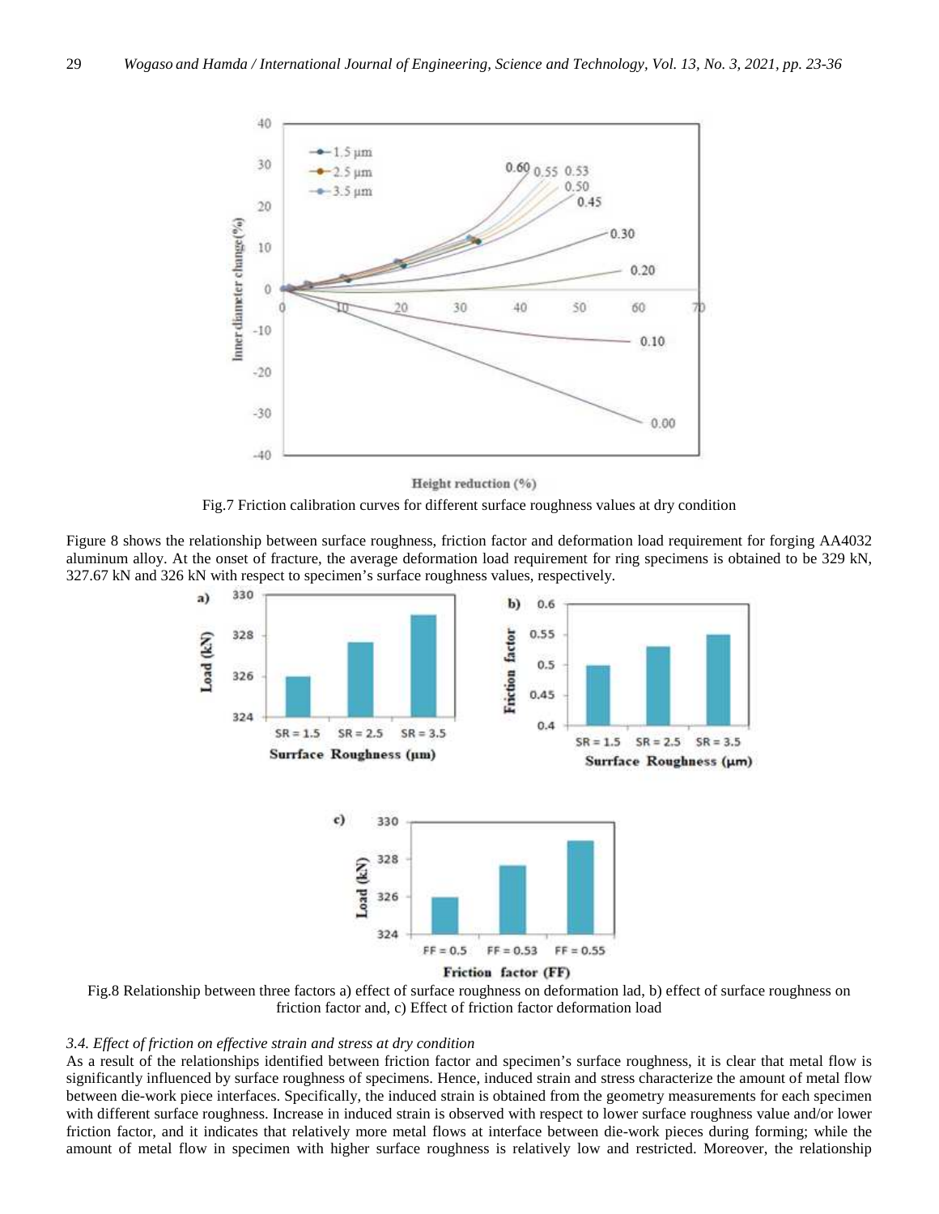Fig.7 Friction calibration curves for different surface roughness values at dry condition

Figure 8 shows the relationship between surface roughness, friction factor and deformation load requirement for forging AA4032 aluminum alloy. At the onset of fracture, the average deformation load requirement for ring specimens is obtained to be 329 kN, 327.67 kN and 326 kN with respect to specimen's surface roughness values, respectively.

Fig.8 Relationship between three factors a) effect of surface roughness on deformation lad, b) effect of surface roughness on friction factor and, c) Effect of friction factor deformation load

### *3.4. Effect of friction on effective strain and stress at dry condition*

As a result of the relationships identified between friction factor and specimen's surface roughness, it is clear that metal flow is significantly influenced by surface roughness of specimens. Hence, induced strain and stress characterize the amount of metal flow between die-work piece interfaces. Specifically, the induced strain is obtained from the geometry measurements for each specimen with different surface roughness. Increase in induced strain is observed with respect to lower surface roughness value and/or lower friction factor, and it indicates that relatively more metal flows at interface between die-work pieces during forming; while the amount of metal flow in specimen with higher surface roughness is relatively low and restricted. Moreover, the relationship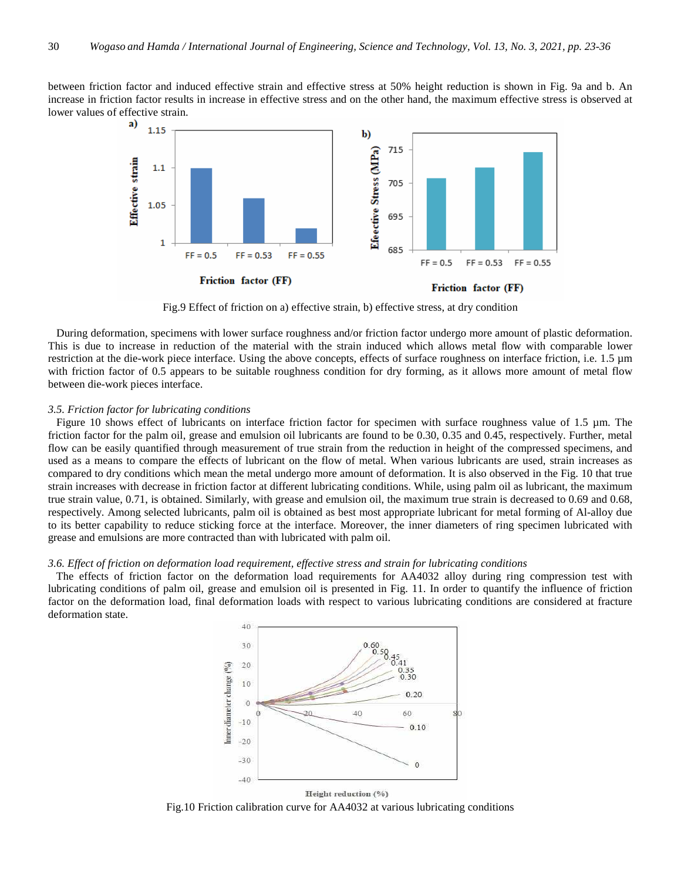between friction factor and induced effective strain and effective stress at 50% height reduction is shown in Fig. 9a and b. An increase in friction factor results in increase in effective stress and on the other hand, the maximum effective stress is observed at lower values of effective strain.

Fig.9 Effect of friction on a) effective strain, b) effective stress, at dry condition

During deformation, specimens with lower surface roughness and/or friction factor undergo more amount of plastic deformation. This is due to increase in reduction of the material with the strain induced which allows metal flow with comparable lower restriction at the die-work piece interface. Using the above concepts, effects of surface roughness on interface friction, i.e. 1.5 µm with friction factor of 0.5 appears to be suitable roughness condition for dry forming, as it allows more amount of metal flow between die-work pieces interface.

### *3.5. Friction factor for lubricating conditions*

Figure 10 shows effect of lubricants on interface friction factor for specimen with surface roughness value of 1.5 µm. The friction factor for the palm oil, grease and emulsion oil lubricants are found to be 0.30, 0.35 and 0.45, respectively. Further, metal flow can be easily quantified through measurement of true strain from the reduction in height of the compressed specimens, and used as a means to compare the effects of lubricant on the flow of metal. When various lubricants are used, strain increases as compared to dry conditions which mean the metal undergo more amount of deformation. It is also observed in the Fig. 10 that true strain increases with decrease in friction factor at different lubricating conditions. While, using palm oil as lubricant, the maximum true strain value, 0.71, is obtained. Similarly, with grease and emulsion oil, the maximum true strain is decreased to 0.69 and 0.68, respectively. Among selected lubricants, palm oil is obtained as best most appropriate lubricant for metal forming of Al-alloy due to its better capability to reduce sticking force at the interface. Moreover, the inner diameters of ring specimen lubricated with grease and emulsions are more contracted than with lubricated with palm oil.

### *3.6. Effect of friction on deformation load requirement, effective stress and strain for lubricating conditions*

The effects of friction factor on the deformation load requirements for AA4032 alloy during ring compression test with lubricating conditions of palm oil, grease and emulsion oil is presented in Fig. 11. In order to quantify the influence of friction factor on the deformation load, final deformation loads with respect to various lubricating conditions are considered at fracture deformation state.

Fig.10 Friction calibration curve for AA4032 at various lubricating conditions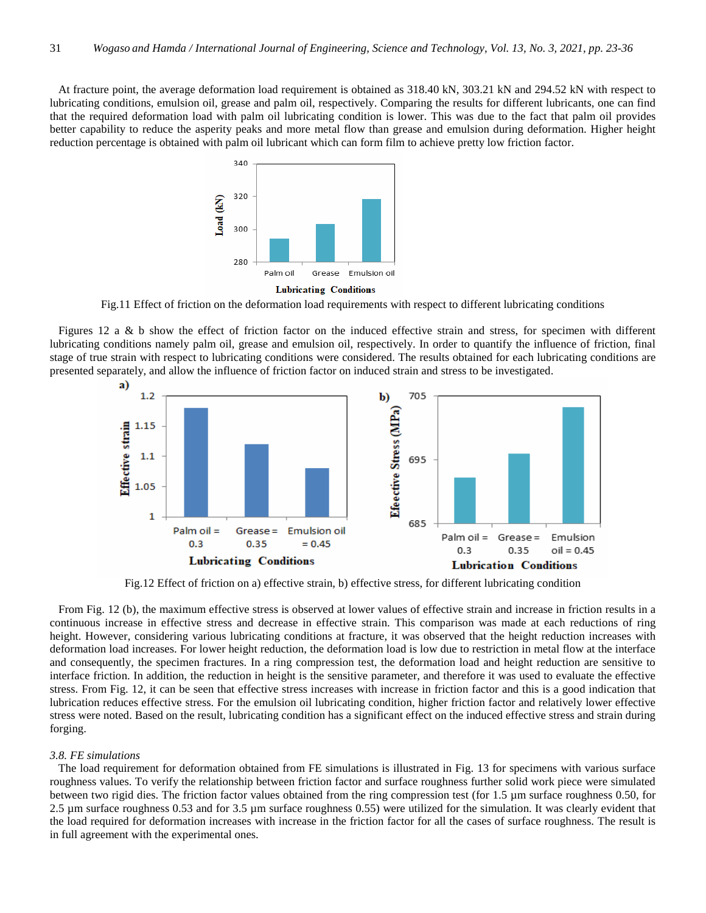At fracture point, the average deformation load requirement is obtained as 318.40 kN, 303.21 kN and 294.52 kN with respect to lubricating conditions, emulsion oil, grease and palm oil, respectively. Comparing the results for different lubricants, one can find that the required deformation load with palm oil lubricating condition is lower. This was due to the fact that palm oil provides better capability to reduce the asperity peaks and more metal flow than grease and emulsion during deformation. Higher height reduction percentage is obtained with palm oil lubricant which can form film to achieve pretty low friction factor.

Fig.11 Effect of friction on the deformation load requirements with respect to different lubricating conditions

Figures 12 a & b show the effect of friction factor on the induced effective strain and stress, for specimen with different lubricating conditions namely palm oil, grease and emulsion oil, respectively. In order to quantify the influence of friction, final stage of true strain with respect to lubricating conditions were considered. The results obtained for each lubricating conditions are presented separately, and allow the influence of friction factor on induced strain and stress to be investigated.

Fig.12 Effect of friction on a) effective strain, b) effective stress, for different lubricating condition

From Fig. 12 (b), the maximum effective stress is observed at lower values of effective strain and increase in friction results in a continuous increase in effective stress and decrease in effective strain. This comparison was made at each reductions of ring height. However, considering various lubricating conditions at fracture, it was observed that the height reduction increases with deformation load increases. For lower height reduction, the deformation load is low due to restriction in metal flow at the interface and consequently, the specimen fractures. In a ring compression test, the deformation load and height reduction are sensitive to interface friction. In addition, the reduction in height is the sensitive parameter, and therefore it was used to evaluate the effective stress. From Fig. 12, it can be seen that effective stress increases with increase in friction factor and this is a good indication that lubrication reduces effective stress. For the emulsion oil lubricating condition, higher friction factor and relatively lower effective stress were noted. Based on the result, lubricating condition has a significant effect on the induced effective stress and strain during forging.

### *3.8. FE simulations*

The load requirement for deformation obtained from FE simulations is illustrated in Fig. 13 for specimens with various surface roughness values. To verify the relationship between friction factor and surface roughness further solid work piece were simulated between two rigid dies. The friction factor values obtained from the ring compression test (for 1.5 µm surface roughness 0.50, for 2.5 µm surface roughness 0.53 and for 3.5 µm surface roughness 0.55) were utilized for the simulation. It was clearly evident that the load required for deformation increases with increase in the friction factor for all the cases of surface roughness. The result is in full agreement with the experimental ones.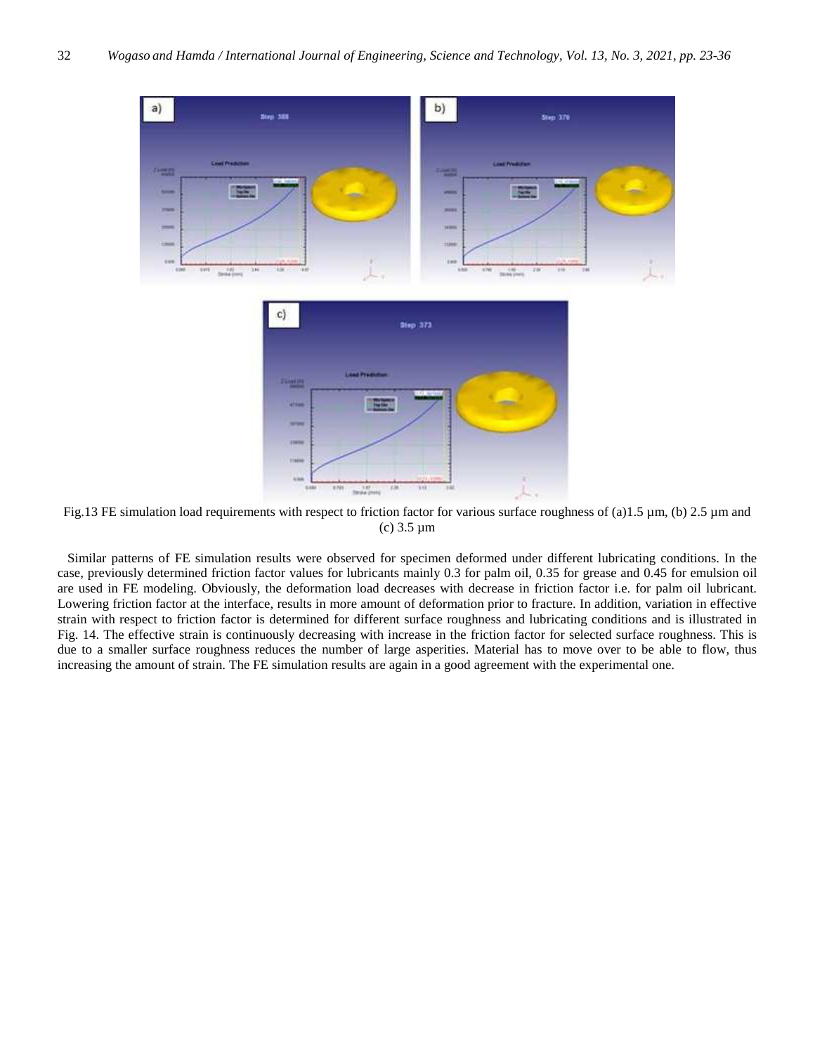Fig.13 FE simulation load requirements with respect to friction factor for various surface roughness of (a)1.5 µm, (b) 2.5 µm and (c) 3.5 µm

Similar patterns of FE simulation results were observed for specimen deformed under different lubricating conditions. In the case, previously determined friction factor values for lubricants mainly 0.3 for palm oil, 0.35 for grease and 0.45 for emulsion oil are used in FE modeling. Obviously, the deformation load decreases with decrease in friction factor i.e. for palm oil lubricant. Lowering friction factor at the interface, results in more amount of deformation prior to fracture. In addition, variation in effective strain with respect to friction factor is determined for different surface roughness and lubricating conditions and is illustrated in Fig. 14. The effective strain is continuously decreasing with increase in the friction factor for selected surface roughness. This is due to a smaller surface roughness reduces the number of large asperities. Material has to move over to be able to flow, thus increasing the amount of strain. The FE simulation results are again in a good agreement with the experimental one.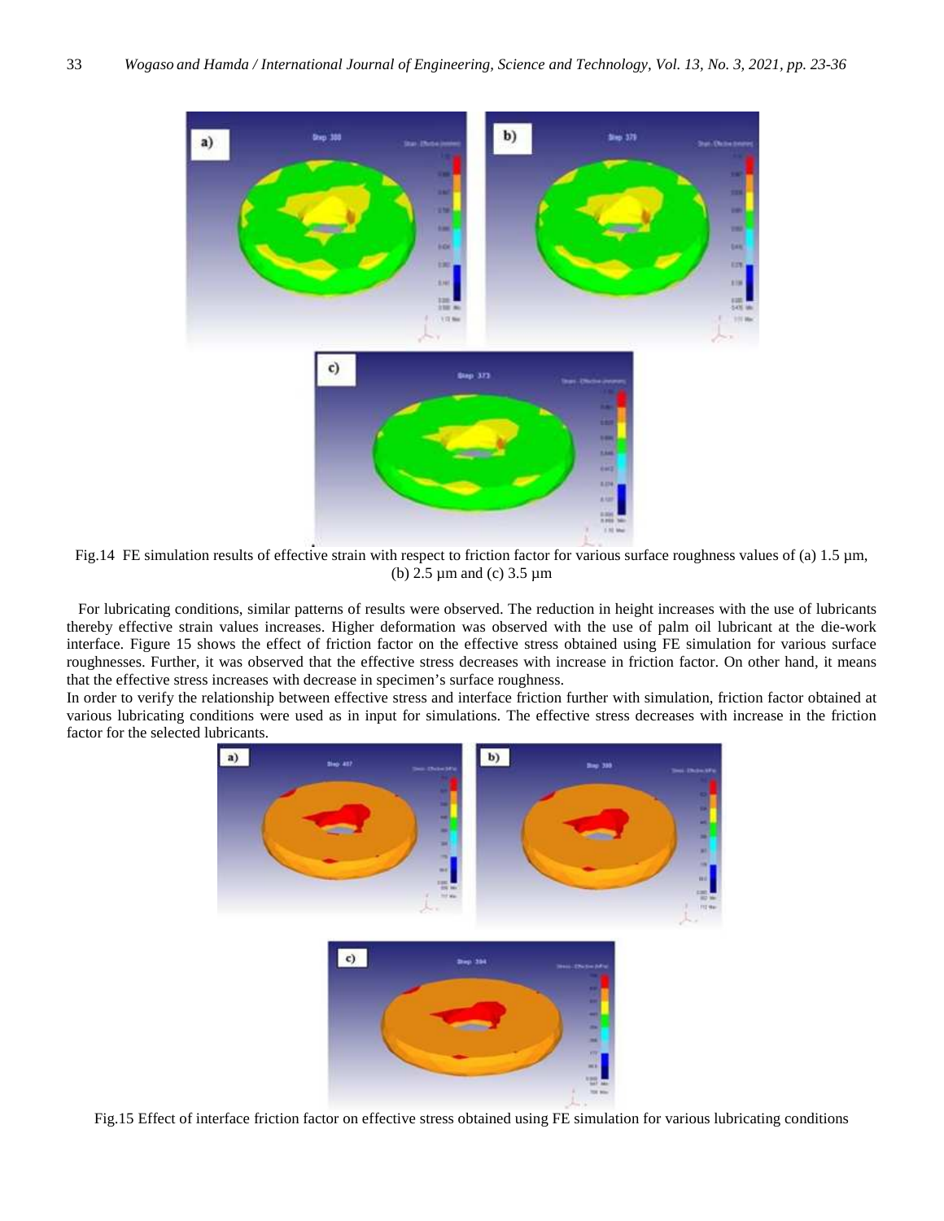Fig.14 FE simulation results of effective strain with respect to friction factor for various surface roughness values of (a) 1.5 µm, (b) 2.5 µm and (c) 3.5 µm

For lubricating conditions, similar patterns of results were observed. The reduction in height increases with the use of lubricants thereby effective strain values increases. Higher deformation was observed with the use of palm oil lubricant at the die-work interface. Figure 15 shows the effect of friction factor on the effective stress obtained using FE simulation for various surface roughnesses. Further, it was observed that the effective stress decreases with increase in friction factor. On other hand, it means that the effective stress increases with decrease in specimen's surface roughness.

In order to verify the relationship between effective stress and interface friction further with simulation, friction factor obtained at various lubricating conditions were used as in input for simulations. The effective stress decreases with increase in the friction factor for the selected lubricants.

Fig.15 Effect of interface friction factor on effective stress obtained using FE simulation for various lubricating conditions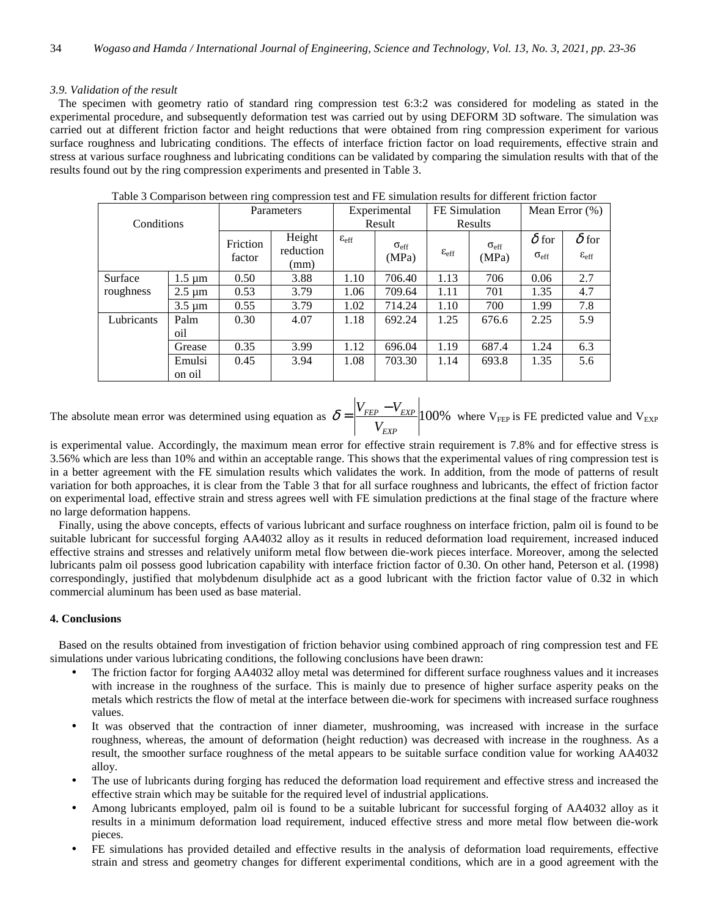*3.9. Validation of the result*

The specimen with geometry ratio of standard ring compression test 6:3:2 was considered for modeling as stated in the experimental procedure, and subsequently deformation test was carried out by using DEFORM 3D software. The simulation was carried out at different friction factor and height reductions that were obtained from ring compression experiment for various surface roughness and lubricating conditions. The effects of interface friction factor on load requirements, effective strain and stress at various surface roughness and lubricating conditions can be validated by comparing the simulation results with that of the results found out by the ring compression experiments and presented in Table 3.

Table 3 Comparison between ring compression test and FE simulation results for different friction factor

| Conditions | | Parameters | | Experimental Result | | FE Simulation Results | | Mean Error (%) | |
|---|---|---|---|---|---|---|---|---|---|
| | | Friction factor | Height reduction (mm) | $\varepsilon_{eff}$ | $\sigma_{eff}$ (MPa) | $\varepsilon_{eff}$ | $\sigma_{eff}$ (MPa) | $\delta$ for $\sigma_{eff}$ | $\delta$ for $\varepsilon_{eff}$ |
| Surface roughness | 1.5 μm | 0.50 | 3.88 | 1.10 | 706.40 | 1.13 | 706 | 0.06 | 2.7 |
| | 2.5 μm | 0.53 | 3.79 | 1.06 | 709.64 | 1.11 | 701 | 1.35 | 4.7 |
| | 3.5 μm | 0.55 | 3.79 | 1.02 | 714.24 | 1.10 | 700 | 1.99 | 7.8 |
| Lubricants | Palm oil | 0.30 | 4.07 | 1.18 | 692.24 | 1.25 | 676.6 | 2.25 | 5.9 |
| | Grease | 0.35 | 3.99 | 1.12 | 696.04 | 1.19 | 687.4 | 1.24 | 6.3 |
| | Emulsion oil | 0.45 | 3.94 | 1.08 | 703.30 | 1.14 | 693.8 | 1.35 | 5.6 |

The absolute mean error was determined using equation as $\delta = \left|\frac{V_{FEP} - V_{EXP}}{V_{EXP}}\right| 100\%$ where $V_{FEP}$ is FE predicted value and $V_{EXP}$ is experimental value. Accordingly, the maximum mean error for effective strain requirement is 7.8% and for effective stress is 3.56% which are less than 10% and within an acceptable range. This shows that the experimental values of ring compression test is in a better agreement with the FE simulation results which validates the work. In addition, from the mode of patterns of result variation for both approaches, it is clear from the Table 3 that for all surface roughness and lubricants, the effect of friction factor on experimental load, effective strain and stress agrees well with FE simulation predictions at the final stage of the fracture where no large deformation happens.

Finally, using the above concepts, effects of various lubricant and surface roughness on interface friction, palm oil is found to be suitable lubricant for successful forging AA4032 alloy as it results in reduced deformation load requirement, increased induced effective strains and stresses and relatively uniform metal flow between die-work pieces interface. Moreover, among the selected lubricants palm oil possess good lubrication capability with interface friction factor of 0.30. On other hand, Peterson et al. (1998) correspondingly, justified that molybdenum disulphide act as a good lubricant with the friction factor value of 0.32 in which commercial aluminum has been used as base material.

## 4. Conclusions

Based on the results obtained from investigation of friction behavior using combined approach of ring compression test and FE simulations under various lubricating conditions, the following conclusions have been drawn:

- The friction factor for forging AA4032 alloy metal was determined for different surface roughness values and it increases with increase in the roughness of the surface. This is mainly due to presence of higher surface asperity peaks on the metals which restricts the flow of metal at the interface between die-work for specimens with increased surface roughness values.
- It was observed that the contraction of inner diameter, mushrooming, was increased with increase in the surface roughness, whereas, the amount of deformation (height reduction) was decreased with increase in the roughness. As a result, the smoother surface roughness of the metal appears to be suitable surface condition value for working AA4032 alloy.
- The use of lubricants during forging has reduced the deformation load requirement and effective stress and increased the effective strain which may be suitable for the required level of industrial applications.
- Among lubricants employed, palm oil is found to be a suitable lubricant for successful forging of AA4032 alloy as it results in a minimum deformation load requirement, induced effective stress and more metal flow between die-work pieces.
- FE simulations has provided detailed and effective results in the analysis of deformation load requirements, effective strain and stress and geometry changes for different experimental conditions, which are in a good agreement with the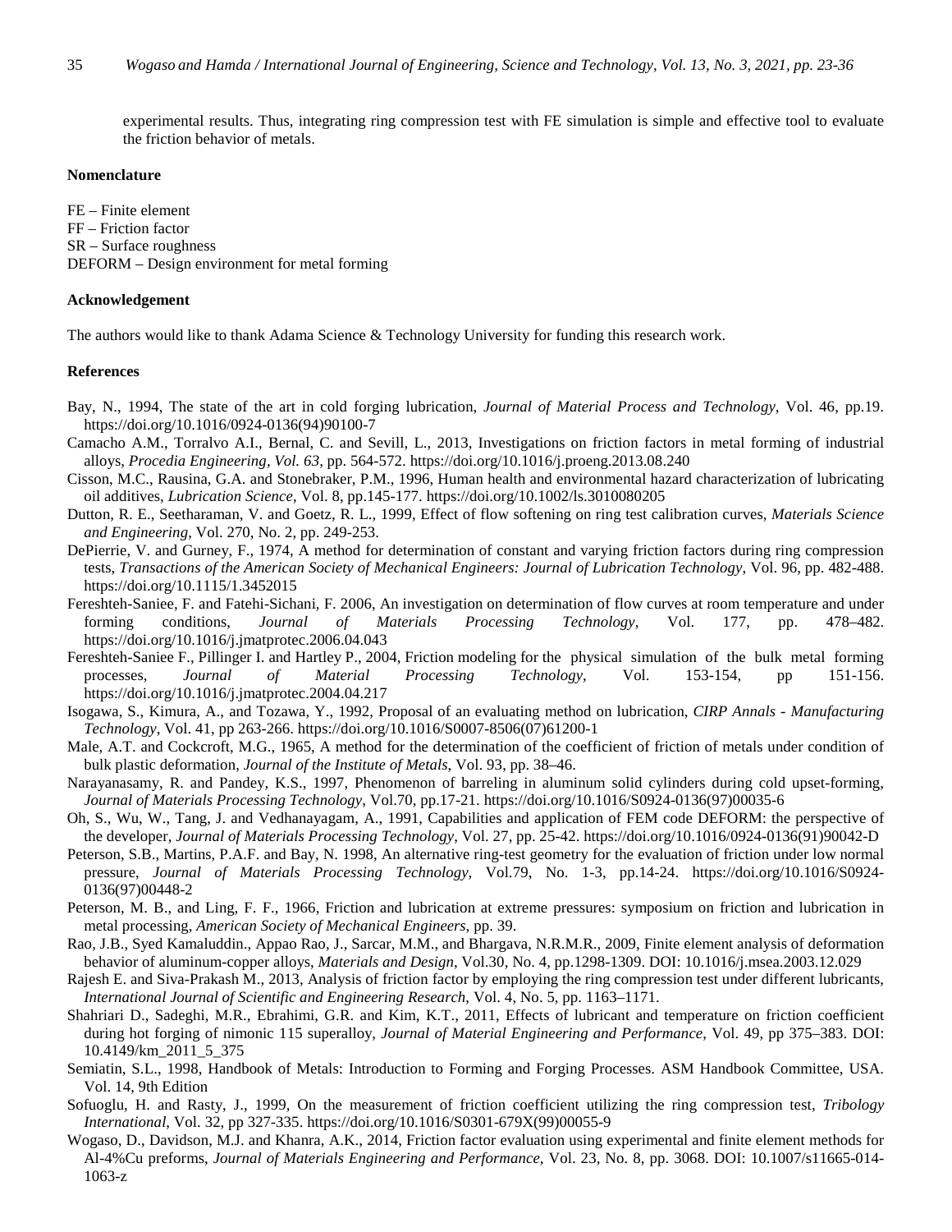experimental results. Thus, integrating ring compression test with FE simulation is simple and effective tool to evaluate the friction behavior of metals.

## Nomenclature

FE – Finite element
FF – Friction factor
SR – Surface roughness
DEFORM – Design environment for metal forming

## Acknowledgement

The authors would like to thank Adama Science & Technology University for funding this research work.

## References

Bay, N., 1994, The state of the art in cold forging lubrication, *Journal of Material Process and Technology*, Vol. 46, pp.19. https://doi.org/10.1016/0924-0136(94)90100-7

Camacho A.M., Torralvo A.I., Bernal, C. and Sevill, L., 2013, Investigations on friction factors in metal forming of industrial alloys, *Procedia Engineering, Vol. 63,* pp. 564-572. https://doi.org/10.1016/j.proeng.2013.08.240

Cisson, M.C., Rausina, G.A. and Stonebraker, P.M., 1996, Human health and environmental hazard characterization of lubricating oil additives, *Lubrication Science*, Vol. 8, pp.145-177. https://doi.org/10.1002/ls.3010080205

Dutton, R. E., Seetharaman, V. and Goetz, R. L., 1999, Effect of flow softening on ring test calibration curves, *Materials Science and Engineering*, Vol. 270, No. 2, pp. 249-253.

DePierrie, V. and Gurney, F., 1974, A method for determination of constant and varying friction factors during ring compression tests, *Transactions of the American Society of Mechanical Engineers: Journal of Lubrication Technology*, Vol. 96, pp. 482-488. https://doi.org/10.1115/1.3452015

Fereshteh-Saniee, F. and Fatehi-Sichani, F. 2006, An investigation on determination of flow curves at room temperature and under forming conditions, *Journal of Materials Processing Technology*, Vol. 177, pp. 478–482. https://doi.org/10.1016/j.jmatprotec.2006.04.043

Fereshteh-Saniee F., Pillinger I. and Hartley P., 2004, Friction modeling for the physical simulation of the bulk metal forming processes, *Journal of Material Processing Technology*, Vol. 153-154, pp 151-156. https://doi.org/10.1016/j.jmatprotec.2004.04.217

Isogawa, S., Kimura, A., and Tozawa, Y., 1992, Proposal of an evaluating method on lubrication, *CIRP Annals - Manufacturing Technology*, Vol. 41, pp 263-266. https://doi.org/10.1016/S0007-8506(07)61200-1

Male, A.T. and Cockcroft, M.G., 1965, A method for the determination of the coefficient of friction of metals under condition of bulk plastic deformation, *Journal of the Institute of Metals*, Vol. 93, pp. 38–46.

Narayanasamy, R. and Pandey, K.S., 1997, Phenomenon of barreling in aluminum solid cylinders during cold upset-forming, *Journal of Materials Processing Technology*, Vol.70, pp.17-21. https://doi.org/10.1016/S0924-0136(97)00035-6

Oh, S., Wu, W., Tang, J. and Vedhanayagam, A., 1991, Capabilities and application of FEM code DEFORM: the perspective of the developer, *Journal of Materials Processing Technology*, Vol. 27, pp. 25-42. https://doi.org/10.1016/0924-0136(91)90042-D

Peterson, S.B., Martins, P.A.F. and Bay, N. 1998, An alternative ring-test geometry for the evaluation of friction under low normal pressure, *Journal of Materials Processing Technology*, Vol.79, No. 1-3, pp.14-24. https://doi.org/10.1016/S0924-0136(97)00448-2

Peterson, M. B., and Ling, F. F., 1966, Friction and lubrication at extreme pressures: symposium on friction and lubrication in metal processing, *American Society of Mechanical Engineers*, pp. 39.

Rao, J.B., Syed Kamaluddin., Appao Rao, J., Sarcar, M.M., and Bhargava, N.R.M.R., 2009, Finite element analysis of deformation behavior of aluminum-copper alloys, *Materials and Design*, Vol.30, No. 4, pp.1298-1309. DOI: 10.1016/j.msea.2003.12.029

Rajesh E. and Siva-Prakash M., 2013, Analysis of friction factor by employing the ring compression test under different lubricants, *International Journal of Scientific and Engineering Research*, Vol. 4, No. 5, pp. 1163–1171.

Shahriari D., Sadeghi, M.R., Ebrahimi, G.R. and Kim, K.T., 2011, Effects of lubricant and temperature on friction coefficient during hot forging of nimonic 115 superalloy, *Journal of Material Engineering and Performance*, Vol. 49, pp 375–383. DOI: 10.4149/km_2011_5_375

Semiatin, S.L., 1998, Handbook of Metals: Introduction to Forming and Forging Processes. ASM Handbook Committee, USA. Vol. 14, 9th Edition

Sofuoglu, H. and Rasty, J., 1999, On the measurement of friction coefficient utilizing the ring compression test, *Tribology International*, Vol. 32, pp 327-335. https://doi.org/10.1016/S0301-679X(99)00055-9

Wogaso, D., Davidson, M.J. and Khanra, A.K., 2014, Friction factor evaluation using experimental and finite element methods for Al-4%Cu preforms, *Journal of Materials Engineering and Performance*, Vol. 23, No. 8, pp. 3068. DOI: 10.1007/s11665-014-1063-z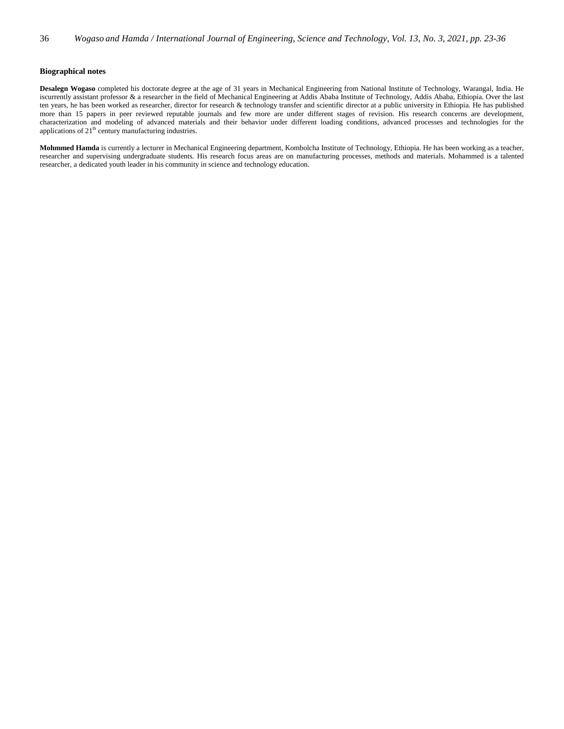### Biographical notes

**Desalegn Wogaso** completed his doctorate degree at the age of 31 years in Mechanical Engineering from National Institute of Technology, Warangal, India. He iscurrently assistant professor & a researcher in the field of Mechanical Engineering at Addis Ababa Institute of Technology, Addis Ababa, Ethiopia. Over the last ten years, he has been worked as researcher, director for research & technology transfer and scientific director at a public university in Ethiopia. He has published more than 15 papers in peer reviewed reputable journals and few more are under different stages of revision. His research concerns are development, characterization and modeling of advanced materials and their behavior under different loading conditions, advanced processes and technologies for the applications of 21$^{th}$ century manufacturing industries.

**Mohmmed Hamda** is currently a lecturer in Mechanical Engineering department, Kombolcha Institute of Technology, Ethiopia. He has been working as a teacher, researcher and supervising undergraduate students. His research focus areas are on manufacturing processes, methods and materials. Mohammed is a talented researcher, a dedicated youth leader in his community in science and technology education.